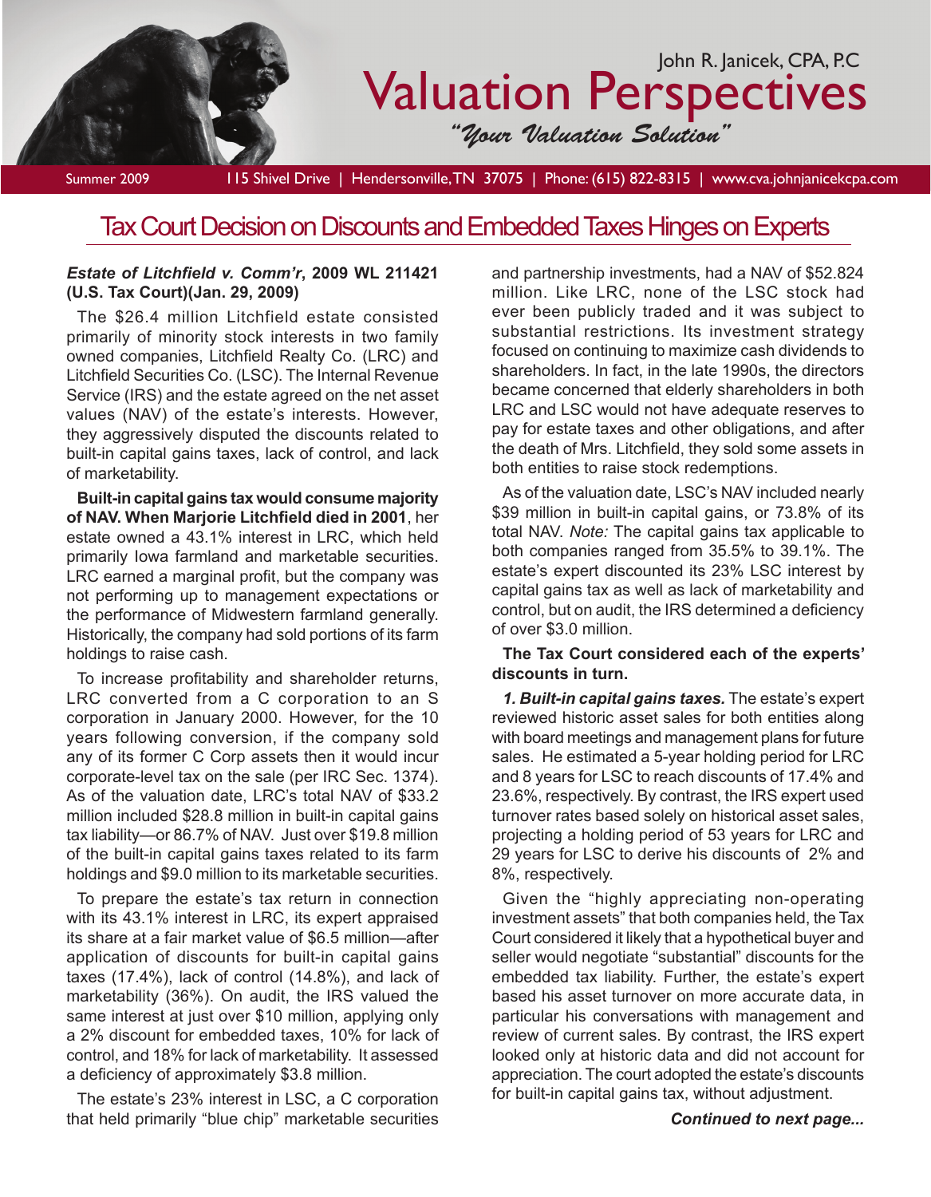John R. Janicek, CPA, P.C

# Valuation Perspectives

*"Your Valuation Solution"*

Summer 2009 | 115 Shivel Drive | Hendersonville, TN 37075 | Phone: (615) 822-8315 | www.cva.johnjanicekcpa.com

## Tax Court Decision on Discounts and Embedded Taxes Hinges on Experts

***Estate of Litchfield v. Comm'r*, 2009 WL 211421 (U.S. Tax Court)(Jan. 29, 2009)**

The $26.4 million Litchfield estate consisted primarily of minority stock interests in two family owned companies, Litchfield Realty Co. (LRC) and Litchfield Securities Co. (LSC). The Internal Revenue Service (IRS) and the estate agreed on the net asset values (NAV) of the estate's interests. However, they aggressively disputed the discounts related to built-in capital gains taxes, lack of control, and lack of marketability.

**Built-in capital gains tax would consume majority of NAV. When Marjorie Litchfield died in 2001**, her estate owned a 43.1% interest in LRC, which held primarily Iowa farmland and marketable securities. LRC earned a marginal profit, but the company was not performing up to management expectations or the performance of Midwestern farmland generally. Historically, the company had sold portions of its farm holdings to raise cash.

To increase profitability and shareholder returns, LRC converted from a C corporation to an S corporation in January 2000. However, for the 10 years following conversion, if the company sold any of its former C Corp assets then it would incur corporate-level tax on the sale (per IRC Sec. 1374). As of the valuation date, LRC's total NAV of $33.2 million included $28.8 million in built-in capital gains tax liability—or 86.7% of NAV. Just over $19.8 million of the built-in capital gains taxes related to its farm holdings and $9.0 million to its marketable securities.

To prepare the estate's tax return in connection with its 43.1% interest in LRC, its expert appraised its share at a fair market value of $6.5 million—after application of discounts for built-in capital gains taxes (17.4%), lack of control (14.8%), and lack of marketability (36%). On audit, the IRS valued the same interest at just over $10 million, applying only a 2% discount for embedded taxes, 10% for lack of control, and 18% for lack of marketability. It assessed a deficiency of approximately $3.8 million.

The estate's 23% interest in LSC, a C corporation that held primarily "blue chip" marketable securities and partnership investments, had a NAV of $52.824 million. Like LRC, none of the LSC stock had ever been publicly traded and it was subject to substantial restrictions. Its investment strategy focused on continuing to maximize cash dividends to shareholders. In fact, in the late 1990s, the directors became concerned that elderly shareholders in both LRC and LSC would not have adequate reserves to pay for estate taxes and other obligations, and after the death of Mrs. Litchfield, they sold some assets in both entities to raise stock redemptions.

As of the valuation date, LSC's NAV included nearly $39 million in built-in capital gains, or 73.8% of its total NAV. *Note:* The capital gains tax applicable to both companies ranged from 35.5% to 39.1%. The estate's expert discounted its 23% LSC interest by capital gains tax as well as lack of marketability and control, but on audit, the IRS determined a deficiency of over $3.0 million.

**The Tax Court considered each of the experts' discounts in turn.**

***1. Built-in capital gains taxes.*** The estate's expert reviewed historic asset sales for both entities along with board meetings and management plans for future sales. He estimated a 5-year holding period for LRC and 8 years for LSC to reach discounts of 17.4% and 23.6%, respectively. By contrast, the IRS expert used turnover rates based solely on historical asset sales, projecting a holding period of 53 years for LRC and 29 years for LSC to derive his discounts of 2% and 8%, respectively.

Given the "highly appreciating non-operating investment assets" that both companies held, the Tax Court considered it likely that a hypothetical buyer and seller would negotiate "substantial" discounts for the embedded tax liability. Further, the estate's expert based his asset turnover on more accurate data, in particular his conversations with management and review of current sales. By contrast, the IRS expert looked only at historic data and did not account for appreciation. The court adopted the estate's discounts for built-in capital gains tax, without adjustment.

***Continued to next page...***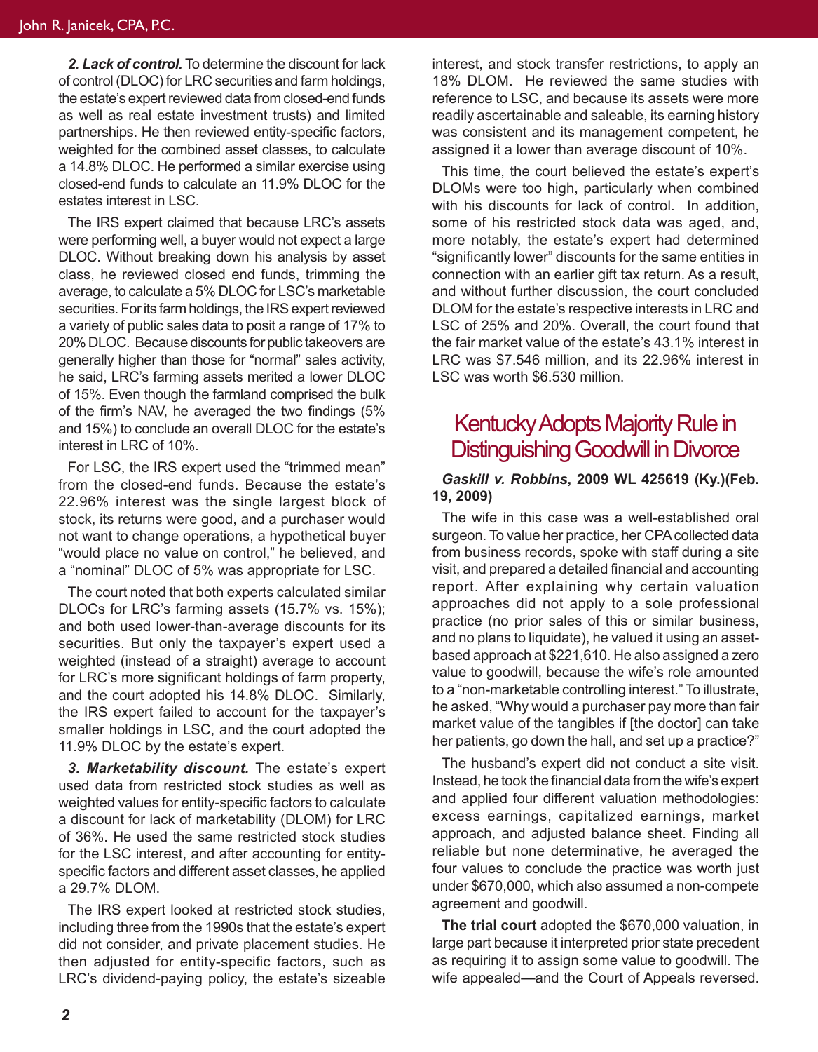***2. Lack of control.*** To determine the discount for lack of control (DLOC) for LRC securities and farm holdings, the estate's expert reviewed data from closed-end funds as well as real estate investment trusts) and limited partnerships. He then reviewed entity-specific factors, weighted for the combined asset classes, to calculate a 14.8% DLOC. He performed a similar exercise using closed-end funds to calculate an 11.9% DLOC for the estates interest in LSC.

The IRS expert claimed that because LRC's assets were performing well, a buyer would not expect a large DLOC. Without breaking down his analysis by asset class, he reviewed closed end funds, trimming the average, to calculate a 5% DLOC for LSC's marketable securities. For its farm holdings, the IRS expert reviewed a variety of public sales data to posit a range of 17% to 20% DLOC. Because discounts for public takeovers are generally higher than those for "normal" sales activity, he said, LRC's farming assets merited a lower DLOC of 15%. Even though the farmland comprised the bulk of the firm's NAV, he averaged the two findings (5% and 15%) to conclude an overall DLOC for the estate's interest in LRC of 10%.

For LSC, the IRS expert used the "trimmed mean" from the closed-end funds. Because the estate's 22.96% interest was the single largest block of stock, its returns were good, and a purchaser would not want to change operations, a hypothetical buyer "would place no value on control," he believed, and a "nominal" DLOC of 5% was appropriate for LSC.

The court noted that both experts calculated similar DLOCs for LRC's farming assets (15.7% vs. 15%); and both used lower-than-average discounts for its securities. But only the taxpayer's expert used a weighted (instead of a straight) average to account for LRC's more significant holdings of farm property, and the court adopted his 14.8% DLOC. Similarly, the IRS expert failed to account for the taxpayer's smaller holdings in LSC, and the court adopted the 11.9% DLOC by the estate's expert.

***3. Marketability discount.*** The estate's expert used data from restricted stock studies as well as weighted values for entity-specific factors to calculate a discount for lack of marketability (DLOM) for LRC of 36%. He used the same restricted stock studies for the LSC interest, and after accounting for entity-specific factors and different asset classes, he applied a 29.7% DLOM.

The IRS expert looked at restricted stock studies, including three from the 1990s that the estate's expert did not consider, and private placement studies. He then adjusted for entity-specific factors, such as LRC's dividend-paying policy, the estate's sizeable interest, and stock transfer restrictions, to apply an 18% DLOM. He reviewed the same studies with reference to LSC, and because its assets were more readily ascertainable and saleable, its earning history was consistent and its management competent, he assigned it a lower than average discount of 10%.

This time, the court believed the estate's expert's DLOMs were too high, particularly when combined with his discounts for lack of control. In addition, some of his restricted stock data was aged, and, more notably, the estate's expert had determined "significantly lower" discounts for the same entities in connection with an earlier gift tax return. As a result, and without further discussion, the court concluded DLOM for the estate's respective interests in LRC and LSC of 25% and 20%. Overall, the court found that the fair market value of the estate's 43.1% interest in LRC was $7.546 million, and its 22.96% interest in LSC was worth $6.530 million.

## Kentucky Adopts Majority Rule in Distinguishing Goodwill in Divorce

***Gaskill v. Robbins*, 2009 WL 425619 (Ky.)(Feb. 19, 2009)**

The wife in this case was a well-established oral surgeon. To value her practice, her CPA collected data from business records, spoke with staff during a site visit, and prepared a detailed financial and accounting report. After explaining why certain valuation approaches did not apply to a sole professional practice (no prior sales of this or similar business, and no plans to liquidate), he valued it using an asset-based approach at $221,610. He also assigned a zero value to goodwill, because the wife's role amounted to a "non-marketable controlling interest." To illustrate, he asked, "Why would a purchaser pay more than fair market value of the tangibles if [the doctor] can take her patients, go down the hall, and set up a practice?"

The husband's expert did not conduct a site visit. Instead, he took the financial data from the wife's expert and applied four different valuation methodologies: excess earnings, capitalized earnings, market approach, and adjusted balance sheet. Finding all reliable but none determinative, he averaged the four values to conclude the practice was worth just under $670,000, which also assumed a non-compete agreement and goodwill.

**The trial court** adopted the $670,000 valuation, in large part because it interpreted prior state precedent as requiring it to assign some value to goodwill. The wife appealed—and the Court of Appeals reversed.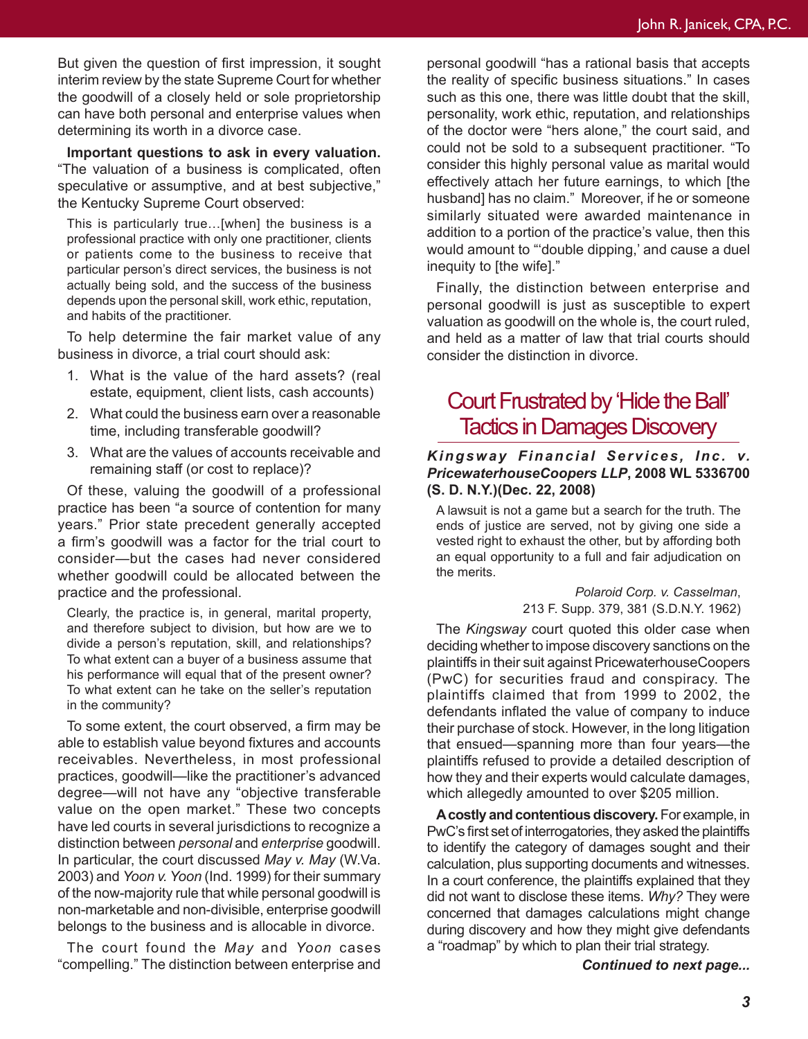But given the question of first impression, it sought interim review by the state Supreme Court for whether the goodwill of a closely held or sole proprietorship can have both personal and enterprise values when determining its worth in a divorce case.

**Important questions to ask in every valuation.** "The valuation of a business is complicated, often speculative or assumptive, and at best subjective," the Kentucky Supreme Court observed:

> This is particularly true…[when] the business is a professional practice with only one practitioner, clients or patients come to the business to receive that particular person's direct services, the business is not actually being sold, and the success of the business depends upon the personal skill, work ethic, reputation, and habits of the practitioner.

To help determine the fair market value of any business in divorce, a trial court should ask:

1. What is the value of the hard assets? (real estate, equipment, client lists, cash accounts)
2. What could the business earn over a reasonable time, including transferable goodwill?
3. What are the values of accounts receivable and remaining staff (or cost to replace)?

Of these, valuing the goodwill of a professional practice has been "a source of contention for many years." Prior state precedent generally accepted a firm's goodwill was a factor for the trial court to consider—but the cases had never considered whether goodwill could be allocated between the practice and the professional.

> Clearly, the practice is, in general, marital property, and therefore subject to division, but how are we to divide a person's reputation, skill, and relationships? To what extent can a buyer of a business assume that his performance will equal that of the present owner? To what extent can he take on the seller's reputation in the community?

To some extent, the court observed, a firm may be able to establish value beyond fixtures and accounts receivables. Nevertheless, in most professional practices, goodwill—like the practitioner's advanced degree—will not have any "objective transferable value on the open market." These two concepts have led courts in several jurisdictions to recognize a distinction between *personal* and *enterprise* goodwill. In particular, the court discussed *May v. May* (W.Va. 2003) and *Yoon v. Yoon* (Ind. 1999) for their summary of the now-majority rule that while personal goodwill is non-marketable and non-divisible, enterprise goodwill belongs to the business and is allocable in divorce.

The court found the *May* and *Yoon* cases "compelling." The distinction between enterprise and personal goodwill "has a rational basis that accepts the reality of specific business situations." In cases such as this one, there was little doubt that the skill, personality, work ethic, reputation, and relationships of the doctor were "hers alone," the court said, and could not be sold to a subsequent practitioner. "To consider this highly personal value as marital would effectively attach her future earnings, to which [the husband] has no claim." Moreover, if he or someone similarly situated were awarded maintenance in addition to a portion of the practice's value, then this would amount to "'double dipping,' and cause a duel inequity to [the wife]."

Finally, the distinction between enterprise and personal goodwill is just as susceptible to expert valuation as goodwill on the whole is, the court ruled, and held as a matter of law that trial courts should consider the distinction in divorce.

## Court Frustrated by 'Hide the Ball' Tactics in Damages Discovery

***Kingsway Financial Services, Inc. v. PricewaterhouseCoopers LLP*, 2008 WL 5336700 (S. D. N.Y.)(Dec. 22, 2008)**

> A lawsuit is not a game but a search for the truth. The ends of justice are served, not by giving one side a vested right to exhaust the other, but by affording both an equal opportunity to a full and fair adjudication on the merits.
>
> *Polaroid Corp. v. Casselman*, 213 F. Supp. 379, 381 (S.D.N.Y. 1962)

The *Kingsway* court quoted this older case when deciding whether to impose discovery sanctions on the plaintiffs in their suit against PricewaterhouseCoopers (PwC) for securities fraud and conspiracy. The plaintiffs claimed that from 1999 to 2002, the defendants inflated the value of company to induce their purchase of stock. However, in the long litigation that ensued—spanning more than four years—the plaintiffs refused to provide a detailed description of how they and their experts would calculate damages, which allegedly amounted to over $205 million.

**A costly and contentious discovery.** For example, in PwC's first set of interrogatories, they asked the plaintiffs to identify the category of damages sought and their calculation, plus supporting documents and witnesses. In a court conference, the plaintiffs explained that they did not want to disclose these items. *Why?* They were concerned that damages calculations might change during discovery and how they might give defendants a "roadmap" by which to plan their trial strategy.

***Continued to next page...***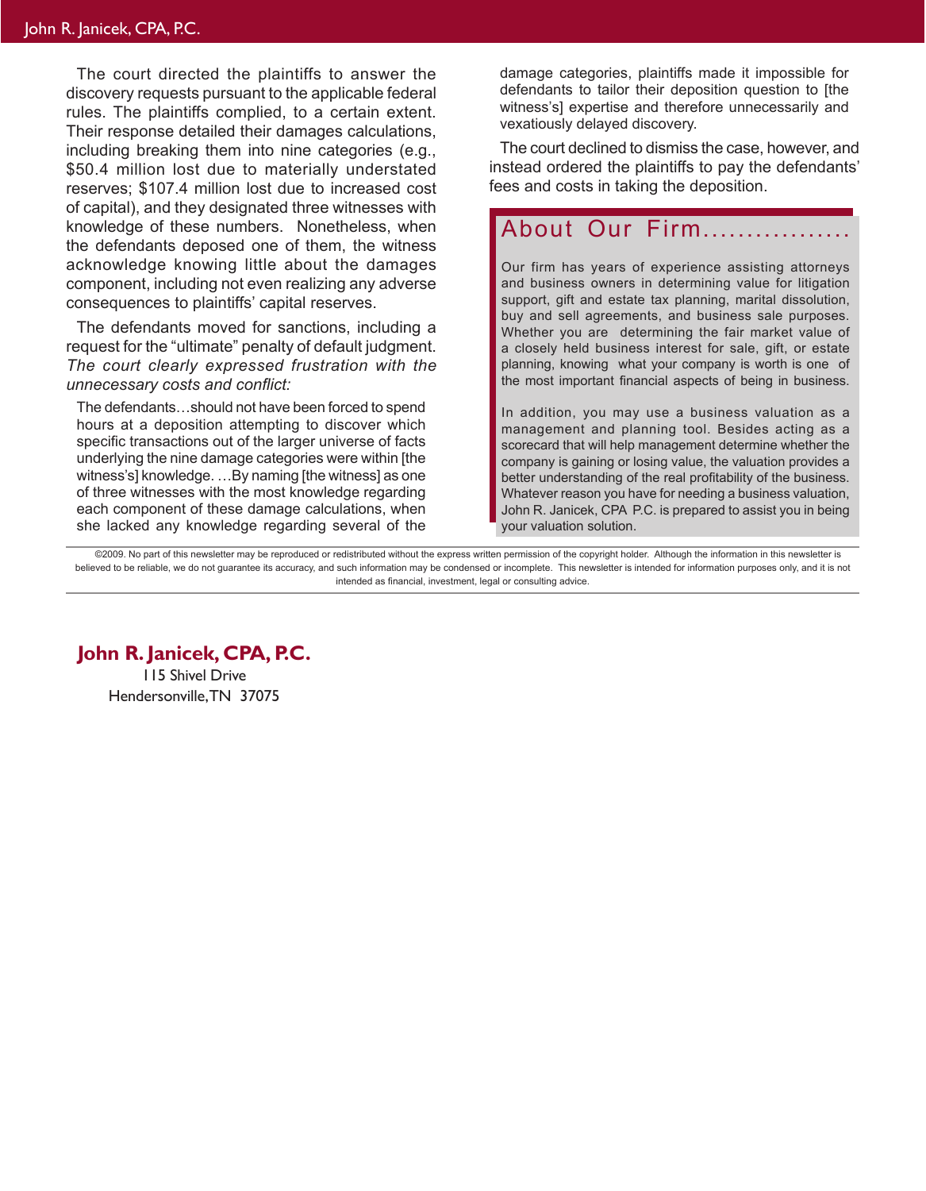The court directed the plaintiffs to answer the discovery requests pursuant to the applicable federal rules. The plaintiffs complied, to a certain extent. Their response detailed their damages calculations, including breaking them into nine categories (e.g., $50.4 million lost due to materially understated reserves; $107.4 million lost due to increased cost of capital), and they designated three witnesses with knowledge of these numbers. Nonetheless, when the defendants deposed one of them, the witness acknowledge knowing little about the damages component, including not even realizing any adverse consequences to plaintiffs' capital reserves.

The defendants moved for sanctions, including a request for the "ultimate" penalty of default judgment. *The court clearly expressed frustration with the unnecessary costs and conflict:*

> The defendants…should not have been forced to spend hours at a deposition attempting to discover which specific transactions out of the larger universe of facts underlying the nine damage categories were within [the witness's] knowledge. …By naming [the witness] as one of three witnesses with the most knowledge regarding each component of these damage calculations, when she lacked any knowledge regarding several of the damage categories, plaintiffs made it impossible for defendants to tailor their deposition question to [the witness's] expertise and therefore unnecessarily and vexatiously delayed discovery.

The court declined to dismiss the case, however, and instead ordered the plaintiffs to pay the defendants' fees and costs in taking the deposition.

## About Our Firm.................

Our firm has years of experience assisting attorneys and business owners in determining value for litigation support, gift and estate tax planning, marital dissolution, buy and sell agreements, and business sale purposes. Whether you are determining the fair market value of a closely held business interest for sale, gift, or estate planning, knowing what your company is worth is one of the most important financial aspects of being in business.

In addition, you may use a business valuation as a management and planning tool. Besides acting as a scorecard that will help management determine whether the company is gaining or losing value, the valuation provides a better understanding of the real profitability of the business. Whatever reason you have for needing a business valuation, John R. Janicek, CPA P.C. is prepared to assist you in being your valuation solution.

©2009. No part of this newsletter may be reproduced or redistributed without the express written permission of the copyright holder. Although the information in this newsletter is believed to be reliable, we do not guarantee its accuracy, and such information may be condensed or incomplete. This newsletter is intended for information purposes only, and it is not intended as financial, investment, legal or consulting advice.

**John R. Janicek, CPA, P.C.**
115 Shivel Drive
Hendersonville, TN 37075